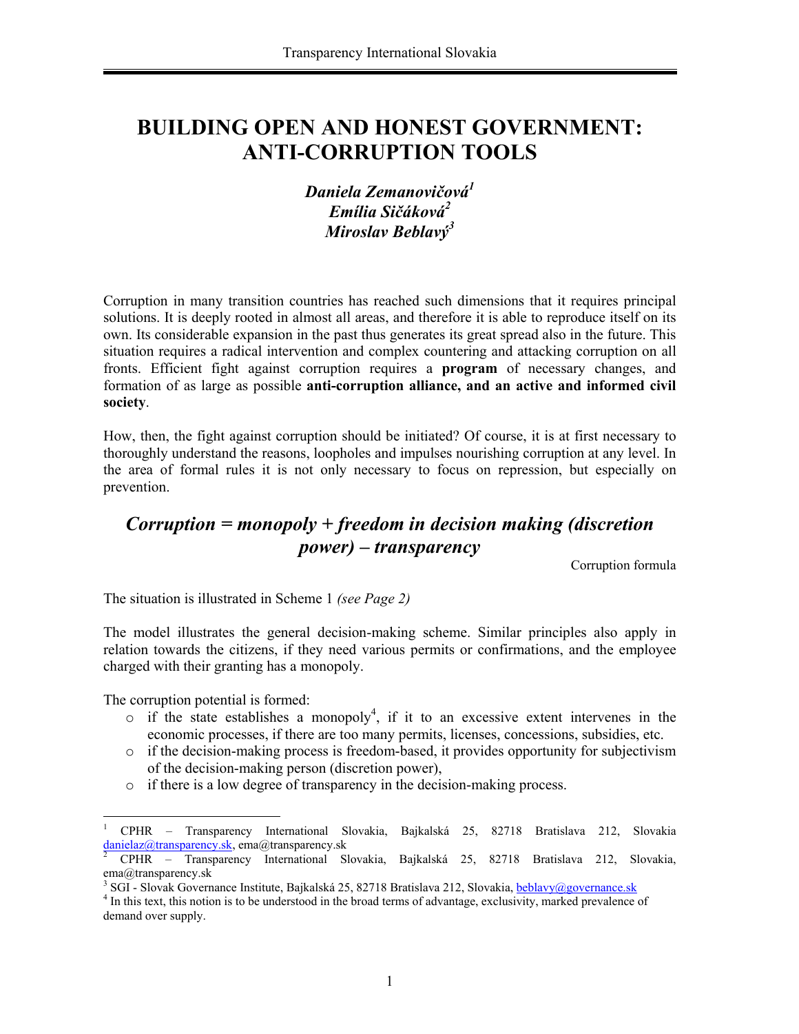# BUILDING OPEN AND HONEST GOVERNMENT: ANTI-CORRUPTION TOOLS

***Daniela Zemanovičová[1]***
***Emília Sičáková[2]***
***Miroslav Beblavý[3]***

Corruption in many transition countries has reached such dimensions that it requires principal solutions. It is deeply rooted in almost all areas, and therefore it is able to reproduce itself on its own. Its considerable expansion in the past thus generates its great spread also in the future. This situation requires a radical intervention and complex countering and attacking corruption on all fronts. Efficient fight against corruption requires a **program** of necessary changes, and formation of as large as possible **anti-corruption alliance, and an active and informed civil society**.

How, then, the fight against corruption should be initiated? Of course, it is at first necessary to thoroughly understand the reasons, loopholes and impulses nourishing corruption at any level. In the area of formal rules it is not only necessary to focus on repression, but especially on prevention.

## *Corruption = monopoly + freedom in decision making (discretion power) – transparency*

Corruption formula

The situation is illustrated in Scheme 1 *(see Page 2)*

The model illustrates the general decision-making scheme. Similar principles also apply in relation towards the citizens, if they need various permits or confirmations, and the employee charged with their granting has a monopoly.

The corruption potential is formed:

- if the state establishes a monopoly[4], if it to an excessive extent intervenes in the economic processes, if there are too many permits, licenses, concessions, subsidies, etc.
- if the decision-making process is freedom-based, it provides opportunity for subjectivism of the decision-making person (discretion power),
- if there is a low degree of transparency in the decision-making process.

---

[1] CPHR – Transparency International Slovakia, Bajkalská 25, 82718 Bratislava 212, Slovakia danielaz@transparency.sk, ema@transparency.sk

[2] CPHR – Transparency International Slovakia, Bajkalská 25, 82718 Bratislava 212, Slovakia, ema@transparency.sk

[3] SGI - Slovak Governance Institute, Bajkalská 25, 82718 Bratislava 212, Slovakia, beblavy@governance.sk

[4] In this text, this notion is to be understood in the broad terms of advantage, exclusivity, marked prevalence of demand over supply.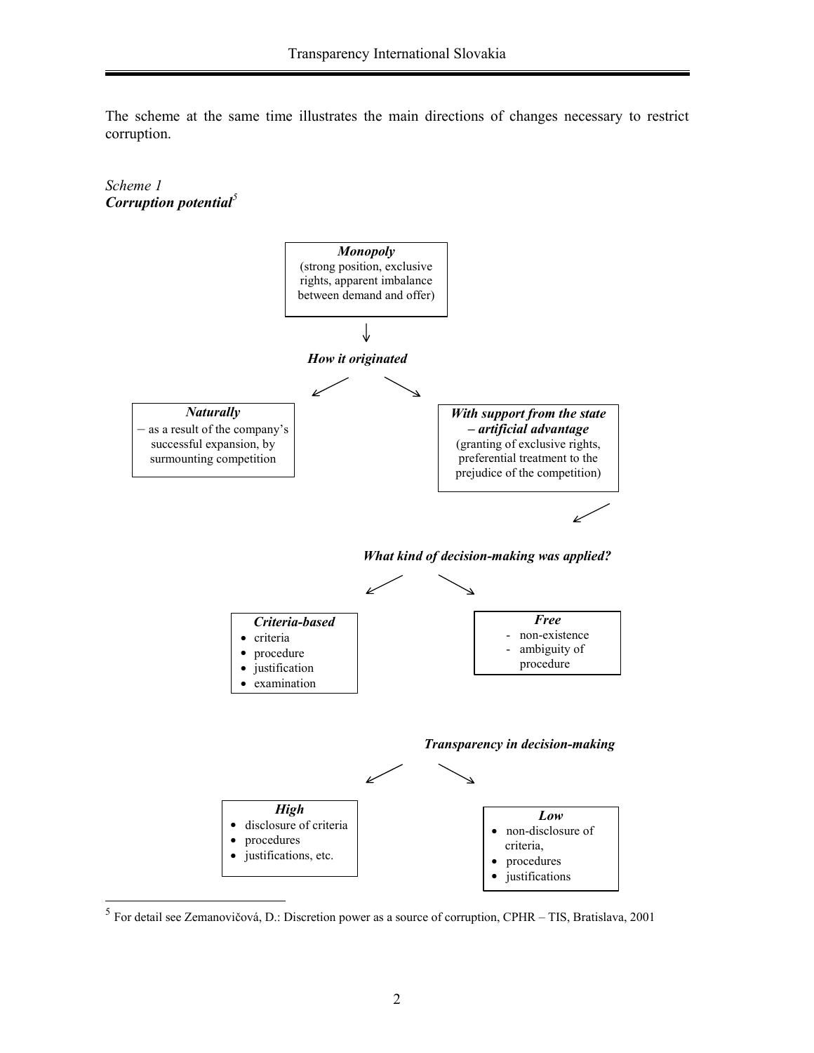The scheme at the same time illustrates the main directions of changes necessary to restrict corruption.

*Scheme 1*
***Corruption potential***[5]

***Monopoly***
(strong position, exclusive rights, apparent imbalance between demand and offer)

↓

***How it originated***

↙ ↘

***Naturally***
– as a result of the company's successful expansion, by surmounting competition

***With support from the state – artificial advantage***
(granting of exclusive rights, preferential treatment to the prejudice of the competition)

↙

***What kind of decision-making was applied?***

↙ ↘

***Criteria-based***

- criteria
- procedure
- justification
- examination

***Free***

- non-existence
- ambiguity of procedure

***Transparency in decision-making***

↙ ↘

***High***

- disclosure of criteria
- procedures
- justifications, etc.

***Low***

- non-disclosure of criteria,
- procedures
- justifications

---

[5] For detail see Zemanovičová, D.: Discretion power as a source of corruption, CPHR – TIS, Bratislava, 2001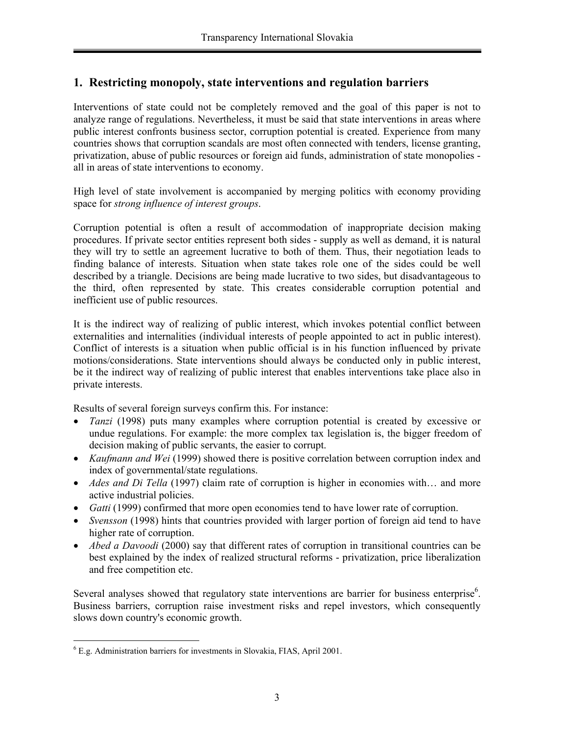## 1. Restricting monopoly, state interventions and regulation barriers

Interventions of state could not be completely removed and the goal of this paper is not to analyze range of regulations. Nevertheless, it must be said that state interventions in areas where public interest confronts business sector, corruption potential is created. Experience from many countries shows that corruption scandals are most often connected with tenders, license granting, privatization, abuse of public resources or foreign aid funds, administration of state monopolies - all in areas of state interventions to economy.

High level of state involvement is accompanied by merging politics with economy providing space for *strong influence of interest groups*.

Corruption potential is often a result of accommodation of inappropriate decision making procedures. If private sector entities represent both sides - supply as well as demand, it is natural they will try to settle an agreement lucrative to both of them. Thus, their negotiation leads to finding balance of interests. Situation when state takes role one of the sides could be well described by a triangle. Decisions are being made lucrative to two sides, but disadvantageous to the third, often represented by state. This creates considerable corruption potential and inefficient use of public resources.

It is the indirect way of realizing of public interest, which invokes potential conflict between externalities and internalities (individual interests of people appointed to act in public interest). Conflict of interests is a situation when public official is in his function influenced by private motions/considerations. State interventions should always be conducted only in public interest, be it the indirect way of realizing of public interest that enables interventions take place also in private interests.

Results of several foreign surveys confirm this. For instance:

- *Tanzi* (1998) puts many examples where corruption potential is created by excessive or undue regulations. For example: the more complex tax legislation is, the bigger freedom of decision making of public servants, the easier to corrupt.
- *Kaufmann and Wei* (1999) showed there is positive correlation between corruption index and index of governmental/state regulations.
- *Ades and Di Tella* (1997) claim rate of corruption is higher in economies with… and more active industrial policies.
- *Gatti* (1999) confirmed that more open economies tend to have lower rate of corruption.
- *Svensson* (1998) hints that countries provided with larger portion of foreign aid tend to have higher rate of corruption.
- *Abed a Davoodi* (2000) say that different rates of corruption in transitional countries can be best explained by the index of realized structural reforms - privatization, price liberalization and free competition etc.

Several analyses showed that regulatory state interventions are barrier for business enterprise[6]. Business barriers, corruption raise investment risks and repel investors, which consequently slows down country's economic growth.

[6] E.g. Administration barriers for investments in Slovakia, FIAS, April 2001.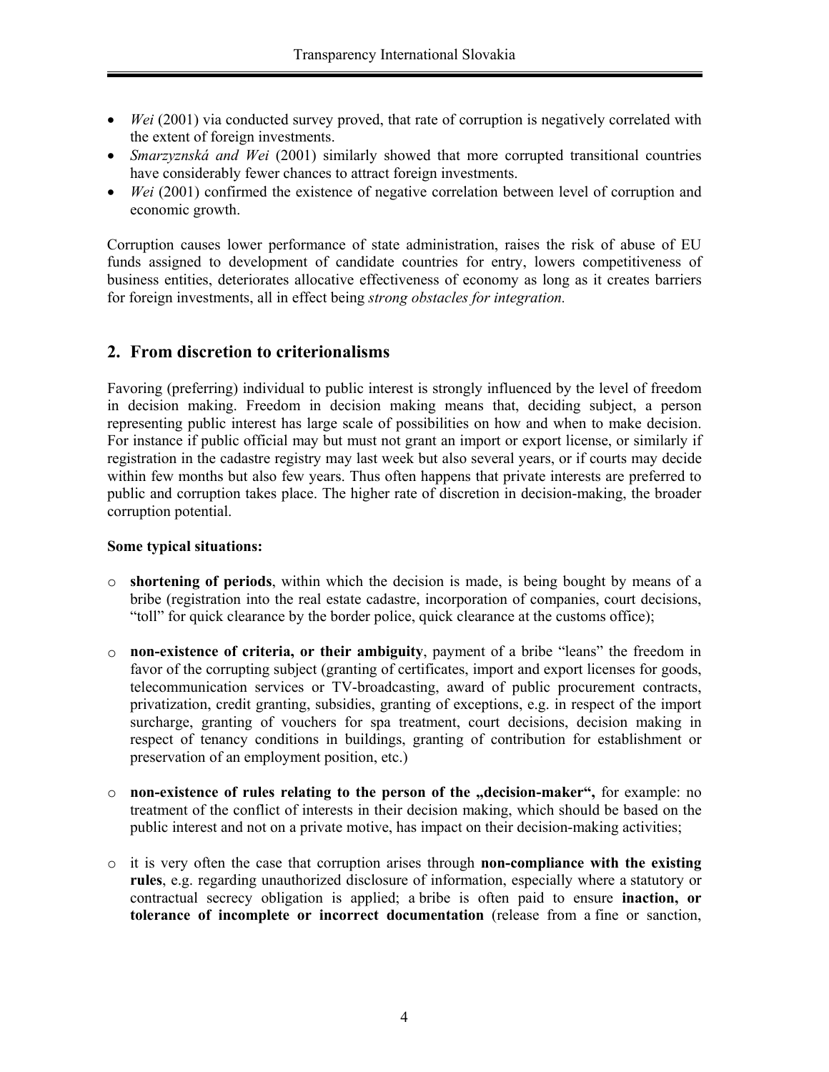- *Wei* (2001) via conducted survey proved, that rate of corruption is negatively correlated with the extent of foreign investments.
- *Smarzyznská and Wei* (2001) similarly showed that more corrupted transitional countries have considerably fewer chances to attract foreign investments.
- *Wei* (2001) confirmed the existence of negative correlation between level of corruption and economic growth.

Corruption causes lower performance of state administration, raises the risk of abuse of EU funds assigned to development of candidate countries for entry, lowers competitiveness of business entities, deteriorates allocative effectiveness of economy as long as it creates barriers for foreign investments, all in effect being *strong obstacles for integration.*

## 2. From discretion to criterionalisms

Favoring (preferring) individual to public interest is strongly influenced by the level of freedom in decision making. Freedom in decision making means that, deciding subject, a person representing public interest has large scale of possibilities on how and when to make decision. For instance if public official may but must not grant an import or export license, or similarly if registration in the cadastre registry may last week but also several years, or if courts may decide within few months but also few years. Thus often happens that private interests are preferred to public and corruption takes place. The higher rate of discretion in decision-making, the broader corruption potential.

**Some typical situations:**

- **shortening of periods**, within which the decision is made, is being bought by means of a bribe (registration into the real estate cadastre, incorporation of companies, court decisions, "toll" for quick clearance by the border police, quick clearance at the customs office);
- **non-existence of criteria, or their ambiguity**, payment of a bribe "leans" the freedom in favor of the corrupting subject (granting of certificates, import and export licenses for goods, telecommunication services or TV-broadcasting, award of public procurement contracts, privatization, credit granting, subsidies, granting of exceptions, e.g. in respect of the import surcharge, granting of vouchers for spa treatment, court decisions, decision making in respect of tenancy conditions in buildings, granting of contribution for establishment or preservation of an employment position, etc.)
- **non-existence of rules relating to the person of the „decision-maker",** for example: no treatment of the conflict of interests in their decision making, which should be based on the public interest and not on a private motive, has impact on their decision-making activities;
- it is very often the case that corruption arises through **non-compliance with the existing rules**, e.g. regarding unauthorized disclosure of information, especially where a statutory or contractual secrecy obligation is applied; a bribe is often paid to ensure **inaction, or tolerance of incomplete or incorrect documentation** (release from a fine or sanction,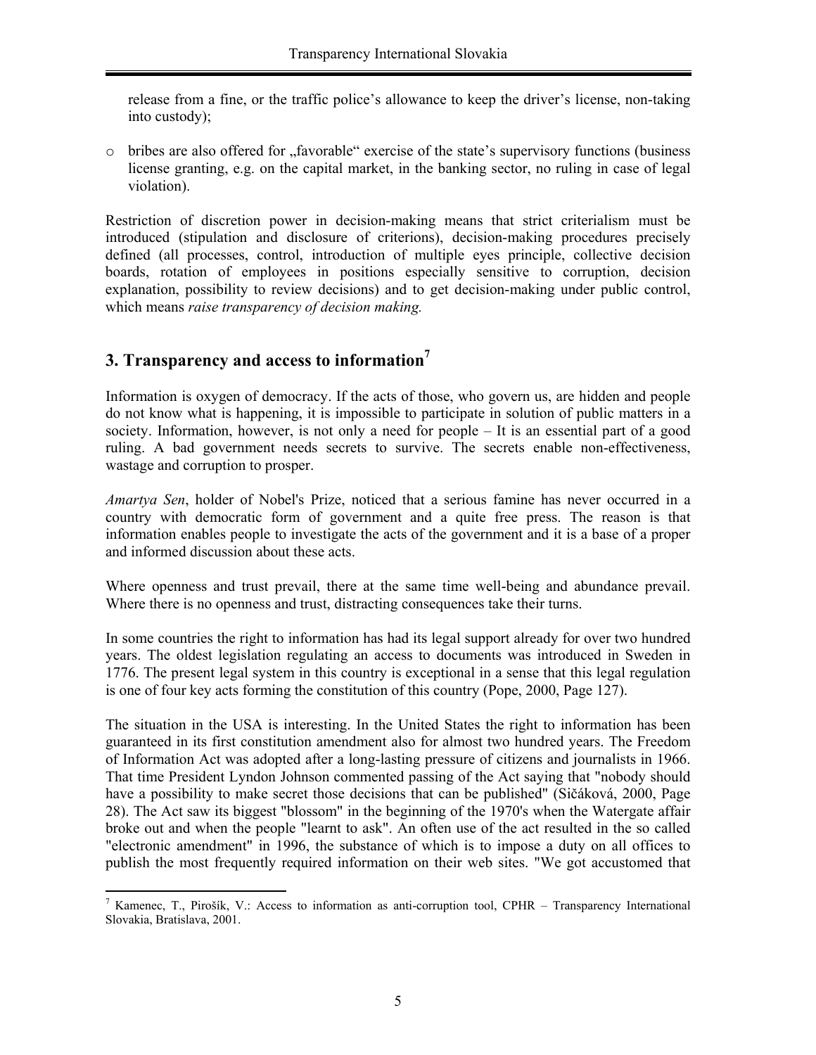release from a fine, or the traffic police's allowance to keep the driver's license, non-taking into custody);

- bribes are also offered for „favorable" exercise of the state's supervisory functions (business license granting, e.g. on the capital market, in the banking sector, no ruling in case of legal violation).

Restriction of discretion power in decision-making means that strict criterialism must be introduced (stipulation and disclosure of criterions), decision-making procedures precisely defined (all processes, control, introduction of multiple eyes principle, collective decision boards, rotation of employees in positions especially sensitive to corruption, decision explanation, possibility to review decisions) and to get decision-making under public control, which means *raise transparency of decision making.*

## 3. Transparency and access to information[7]

Information is oxygen of democracy. If the acts of those, who govern us, are hidden and people do not know what is happening, it is impossible to participate in solution of public matters in a society. Information, however, is not only a need for people – It is an essential part of a good ruling. A bad government needs secrets to survive. The secrets enable non-effectiveness, wastage and corruption to prosper.

*Amartya Sen*, holder of Nobel's Prize, noticed that a serious famine has never occurred in a country with democratic form of government and a quite free press. The reason is that information enables people to investigate the acts of the government and it is a base of a proper and informed discussion about these acts.

Where openness and trust prevail, there at the same time well-being and abundance prevail. Where there is no openness and trust, distracting consequences take their turns.

In some countries the right to information has had its legal support already for over two hundred years. The oldest legislation regulating an access to documents was introduced in Sweden in 1776. The present legal system in this country is exceptional in a sense that this legal regulation is one of four key acts forming the constitution of this country (Pope, 2000, Page 127).

The situation in the USA is interesting. In the United States the right to information has been guaranteed in its first constitution amendment also for almost two hundred years. The Freedom of Information Act was adopted after a long-lasting pressure of citizens and journalists in 1966. That time President Lyndon Johnson commented passing of the Act saying that "nobody should have a possibility to make secret those decisions that can be published" (Sičáková, 2000, Page 28). The Act saw its biggest "blossom" in the beginning of the 1970's when the Watergate affair broke out and when the people "learnt to ask". An often use of the act resulted in the so called "electronic amendment" in 1996, the substance of which is to impose a duty on all offices to publish the most frequently required information on their web sites. "We got accustomed that

---

[7] Kamenec, T., Pirošík, V.: Access to information as anti-corruption tool, CPHR – Transparency International Slovakia, Bratislava, 2001.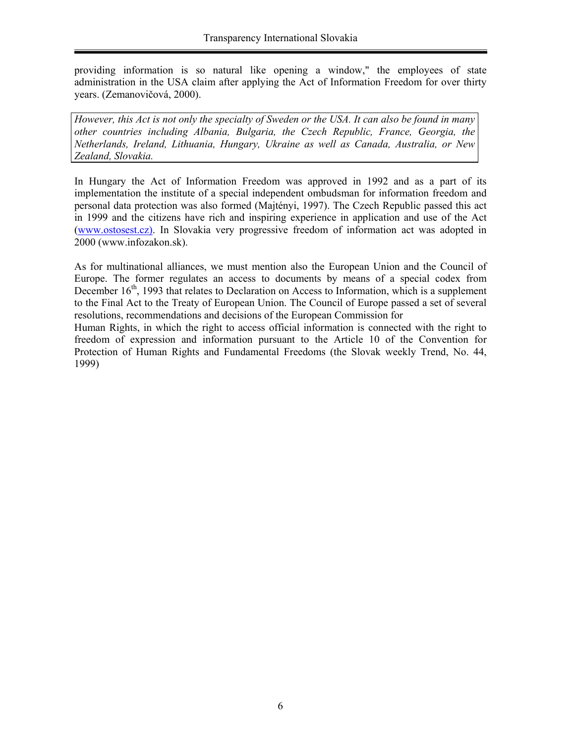providing information is so natural like opening a window," the employees of state administration in the USA claim after applying the Act of Information Freedom for over thirty years. (Zemanovičová, 2000).

*However, this Act is not only the specialty of Sweden or the USA. It can also be found in many other countries including Albania, Bulgaria, the Czech Republic, France, Georgia, the Netherlands, Ireland, Lithuania, Hungary, Ukraine as well as Canada, Australia, or New Zealand, Slovakia.*

In Hungary the Act of Information Freedom was approved in 1992 and as a part of its implementation the institute of a special independent ombudsman for information freedom and personal data protection was also formed (Majtényi, 1997). The Czech Republic passed this act in 1999 and the citizens have rich and inspiring experience in application and use of the Act (www.ostosest.cz). In Slovakia very progressive freedom of information act was adopted in 2000 (www.infozakon.sk).

As for multinational alliances, we must mention also the European Union and the Council of Europe. The former regulates an access to documents by means of a special codex from December 16th, 1993 that relates to Declaration on Access to Information, which is a supplement to the Final Act to the Treaty of European Union. The Council of Europe passed a set of several resolutions, recommendations and decisions of the European Commission for Human Rights, in which the right to access official information is connected with the right to freedom of expression and information pursuant to the Article 10 of the Convention for Protection of Human Rights and Fundamental Freedoms (the Slovak weekly Trend, No. 44, 1999)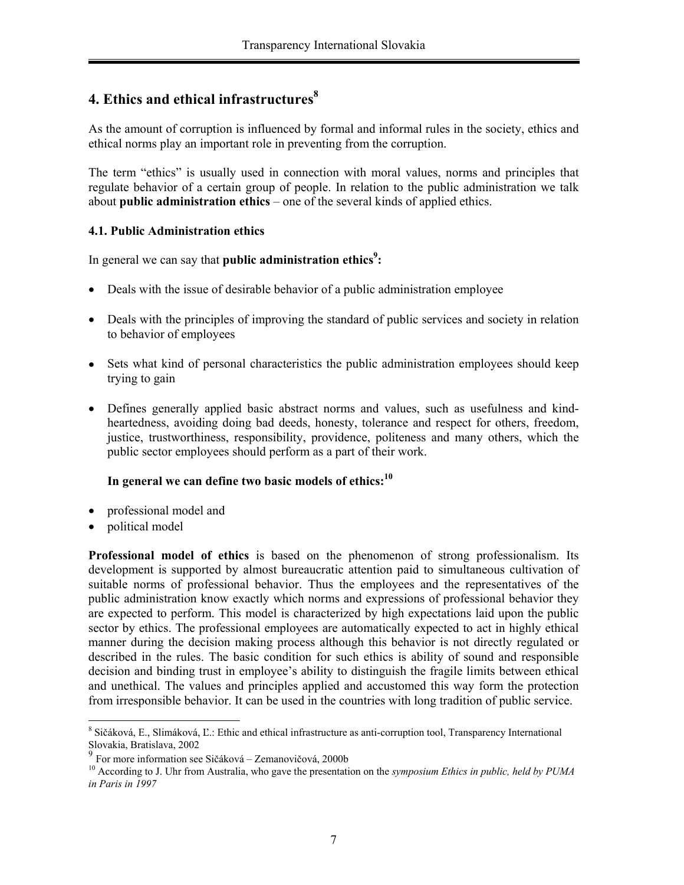# 4. Ethics and ethical infrastructures[8]

As the amount of corruption is influenced by formal and informal rules in the society, ethics and ethical norms play an important role in preventing from the corruption.

The term "ethics" is usually used in connection with moral values, norms and principles that regulate behavior of a certain group of people. In relation to the public administration we talk about **public administration ethics** – one of the several kinds of applied ethics.

## 4.1. Public Administration ethics

In general we can say that **public administration ethics[9]:**

- Deals with the issue of desirable behavior of a public administration employee
- Deals with the principles of improving the standard of public services and society in relation to behavior of employees
- Sets what kind of personal characteristics the public administration employees should keep trying to gain
- Defines generally applied basic abstract norms and values, such as usefulness and kind-heartedness, avoiding doing bad deeds, honesty, tolerance and respect for others, freedom, justice, trustworthiness, responsibility, providence, politeness and many others, which the public sector employees should perform as a part of their work.

**In general we can define two basic models of ethics:[10]**

- professional model and
- political model

**Professional model of ethics** is based on the phenomenon of strong professionalism. Its development is supported by almost bureaucratic attention paid to simultaneous cultivation of suitable norms of professional behavior. Thus the employees and the representatives of the public administration know exactly which norms and expressions of professional behavior they are expected to perform. This model is characterized by high expectations laid upon the public sector by ethics. The professional employees are automatically expected to act in highly ethical manner during the decision making process although this behavior is not directly regulated or described in the rules. The basic condition for such ethics is ability of sound and responsible decision and binding trust in employee's ability to distinguish the fragile limits between ethical and unethical. The values and principles applied and accustomed this way form the protection from irresponsible behavior. It can be used in the countries with long tradition of public service.

---

[8] Sičáková, E., Slimáková, Ľ.: Ethic and ethical infrastructure as anti-corruption tool, Transparency International Slovakia, Bratislava, 2002

[9] For more information see Sičáková – Zemanovičová, 2000b

[10] According to J. Uhr from Australia, who gave the presentation on the *symposium Ethics in public, held by PUMA in Paris in 1997*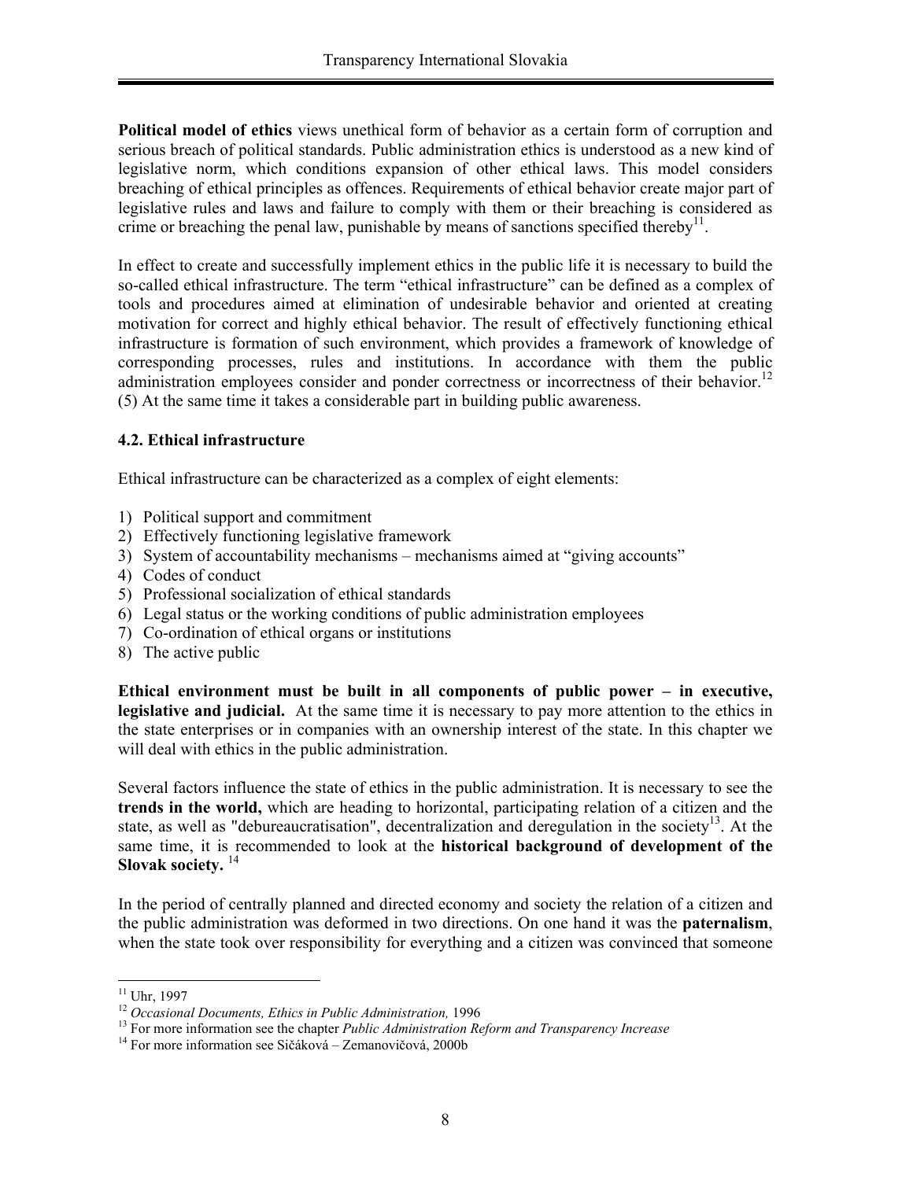**Political model of ethics** views unethical form of behavior as a certain form of corruption and serious breach of political standards. Public administration ethics is understood as a new kind of legislative norm, which conditions expansion of other ethical laws. This model considers breaching of ethical principles as offences. Requirements of ethical behavior create major part of legislative rules and laws and failure to comply with them or their breaching is considered as crime or breaching the penal law, punishable by means of sanctions specified thereby[11].

In effect to create and successfully implement ethics in the public life it is necessary to build the so-called ethical infrastructure. The term "ethical infrastructure" can be defined as a complex of tools and procedures aimed at elimination of undesirable behavior and oriented at creating motivation for correct and highly ethical behavior. The result of effectively functioning ethical infrastructure is formation of such environment, which provides a framework of knowledge of corresponding processes, rules and institutions. In accordance with them the public administration employees consider and ponder correctness or incorrectness of their behavior.[12] (5) At the same time it takes a considerable part in building public awareness.

### 4.2. Ethical infrastructure

Ethical infrastructure can be characterized as a complex of eight elements:

1) Political support and commitment
2) Effectively functioning legislative framework
3) System of accountability mechanisms – mechanisms aimed at "giving accounts"
4) Codes of conduct
5) Professional socialization of ethical standards
6) Legal status or the working conditions of public administration employees
7) Co-ordination of ethical organs or institutions
8) The active public

**Ethical environment must be built in all components of public power – in executive, legislative and judicial.** At the same time it is necessary to pay more attention to the ethics in the state enterprises or in companies with an ownership interest of the state. In this chapter we will deal with ethics in the public administration.

Several factors influence the state of ethics in the public administration. It is necessary to see the **trends in the world,** which are heading to horizontal, participating relation of a citizen and the state, as well as "debureaucratisation", decentralization and deregulation in the society[13]. At the same time, it is recommended to look at the **historical background of development of the Slovak society.** [14]

In the period of centrally planned and directed economy and society the relation of a citizen and the public administration was deformed in two directions. On one hand it was the **paternalism**, when the state took over responsibility for everything and a citizen was convinced that someone

---

[11] Uhr, 1997

[12] *Occasional Documents, Ethics in Public Administration,* 1996

[13] For more information see the chapter *Public Administration Reform and Transparency Increase*

[14] For more information see Sičáková – Zemanovičová, 2000b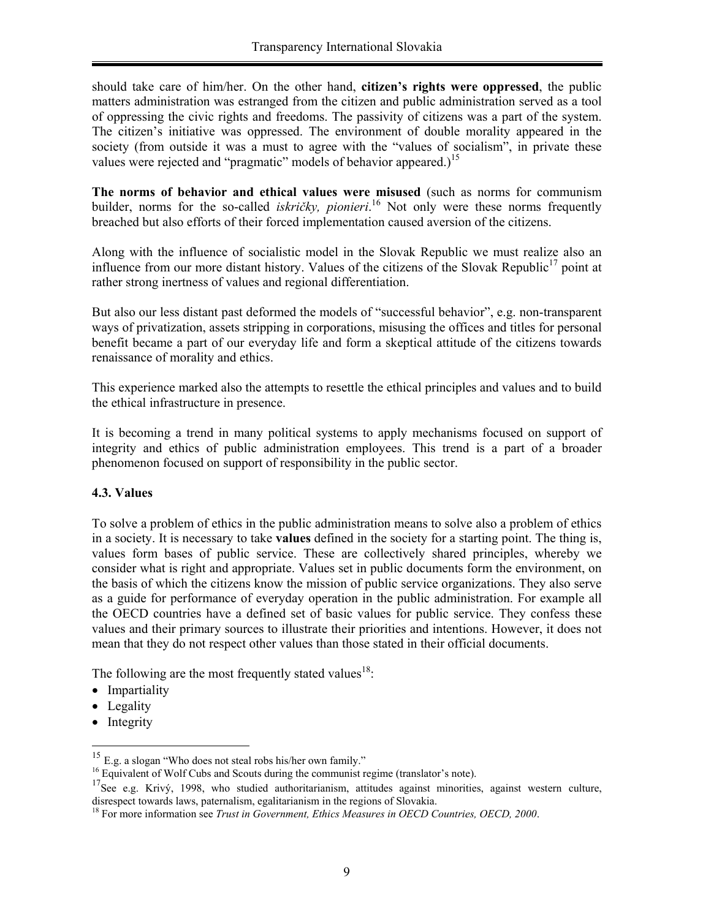should take care of him/her. On the other hand, **citizen's rights were oppressed**, the public matters administration was estranged from the citizen and public administration served as a tool of oppressing the civic rights and freedoms. The passivity of citizens was a part of the system. The citizen's initiative was oppressed. The environment of double morality appeared in the society (from outside it was a must to agree with the "values of socialism", in private these values were rejected and "pragmatic" models of behavior appeared.)[15]

**The norms of behavior and ethical values were misused** (such as norms for communism builder, norms for the so-called *iskričky, pionieri*.[16] Not only were these norms frequently breached but also efforts of their forced implementation caused aversion of the citizens.

Along with the influence of socialistic model in the Slovak Republic we must realize also an influence from our more distant history. Values of the citizens of the Slovak Republic[17] point at rather strong inertness of values and regional differentiation.

But also our less distant past deformed the models of "successful behavior", e.g. non-transparent ways of privatization, assets stripping in corporations, misusing the offices and titles for personal benefit became a part of our everyday life and form a skeptical attitude of the citizens towards renaissance of morality and ethics.

This experience marked also the attempts to resettle the ethical principles and values and to build the ethical infrastructure in presence.

It is becoming a trend in many political systems to apply mechanisms focused on support of integrity and ethics of public administration employees. This trend is a part of a broader phenomenon focused on support of responsibility in the public sector.

### 4.3. Values

To solve a problem of ethics in the public administration means to solve also a problem of ethics in a society. It is necessary to take **values** defined in the society for a starting point. The thing is, values form bases of public service. These are collectively shared principles, whereby we consider what is right and appropriate. Values set in public documents form the environment, on the basis of which the citizens know the mission of public service organizations. They also serve as a guide for performance of everyday operation in the public administration. For example all the OECD countries have a defined set of basic values for public service. They confess these values and their primary sources to illustrate their priorities and intentions. However, it does not mean that they do not respect other values than those stated in their official documents.

The following are the most frequently stated values[18]:

- Impartiality
- Legality
- Integrity

---

[15] E.g. a slogan "Who does not steal robs his/her own family."

[16] Equivalent of Wolf Cubs and Scouts during the communist regime (translator's note).

[17] See e.g. Krivý, 1998, who studied authoritarianism, attitudes against minorities, against western culture, disrespect towards laws, paternalism, egalitarianism in the regions of Slovakia.

[18] For more information see *Trust in Government, Ethics Measures in OECD Countries, OECD, 2000*.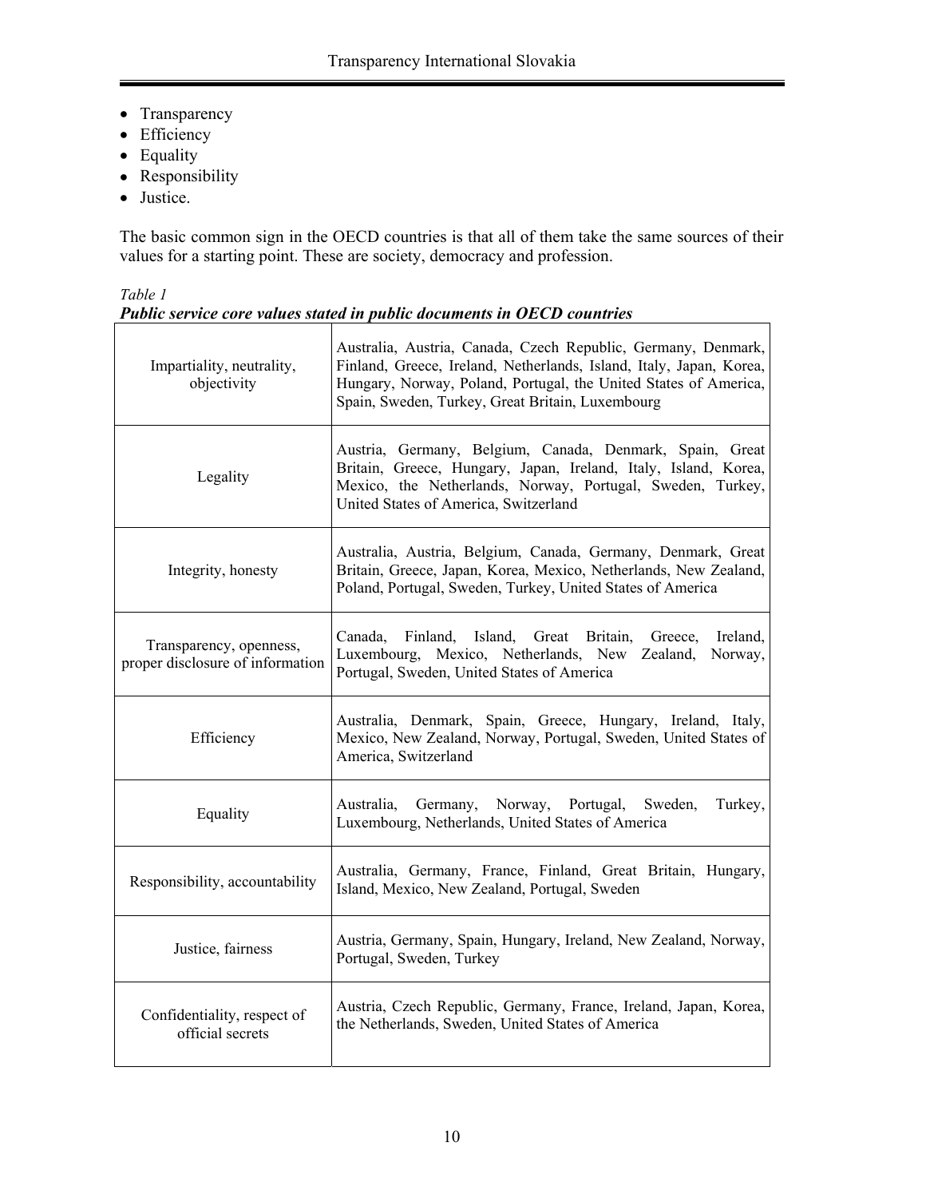- Transparency
- Efficiency
- Equality
- Responsibility
- Justice.

The basic common sign in the OECD countries is that all of them take the same sources of their values for a starting point. These are society, democracy and profession.

*Table 1*

***Public service core values stated in public documents in OECD countries***

| | |
|---|---|
| Impartiality, neutrality, objectivity | Australia, Austria, Canada, Czech Republic, Germany, Denmark, Finland, Greece, Ireland, Netherlands, Island, Italy, Japan, Korea, Hungary, Norway, Poland, Portugal, the United States of America, Spain, Sweden, Turkey, Great Britain, Luxembourg |
| Legality | Austria, Germany, Belgium, Canada, Denmark, Spain, Great Britain, Greece, Hungary, Japan, Ireland, Italy, Island, Korea, Mexico, the Netherlands, Norway, Portugal, Sweden, Turkey, United States of America, Switzerland |
| Integrity, honesty | Australia, Austria, Belgium, Canada, Germany, Denmark, Great Britain, Greece, Japan, Korea, Mexico, Netherlands, New Zealand, Poland, Portugal, Sweden, Turkey, United States of America |
| Transparency, openness, proper disclosure of information | Canada, Finland, Island, Great Britain, Greece, Ireland, Luxembourg, Mexico, Netherlands, New Zealand, Norway, Portugal, Sweden, United States of America |
| Efficiency | Australia, Denmark, Spain, Greece, Hungary, Ireland, Italy, Mexico, New Zealand, Norway, Portugal, Sweden, United States of America, Switzerland |
| Equality | Australia, Germany, Norway, Portugal, Sweden, Turkey, Luxembourg, Netherlands, United States of America |
| Responsibility, accountability | Australia, Germany, France, Finland, Great Britain, Hungary, Island, Mexico, New Zealand, Portugal, Sweden |
| Justice, fairness | Austria, Germany, Spain, Hungary, Ireland, New Zealand, Norway, Portugal, Sweden, Turkey |
| Confidentiality, respect of official secrets | Austria, Czech Republic, Germany, France, Ireland, Japan, Korea, the Netherlands, Sweden, United States of America |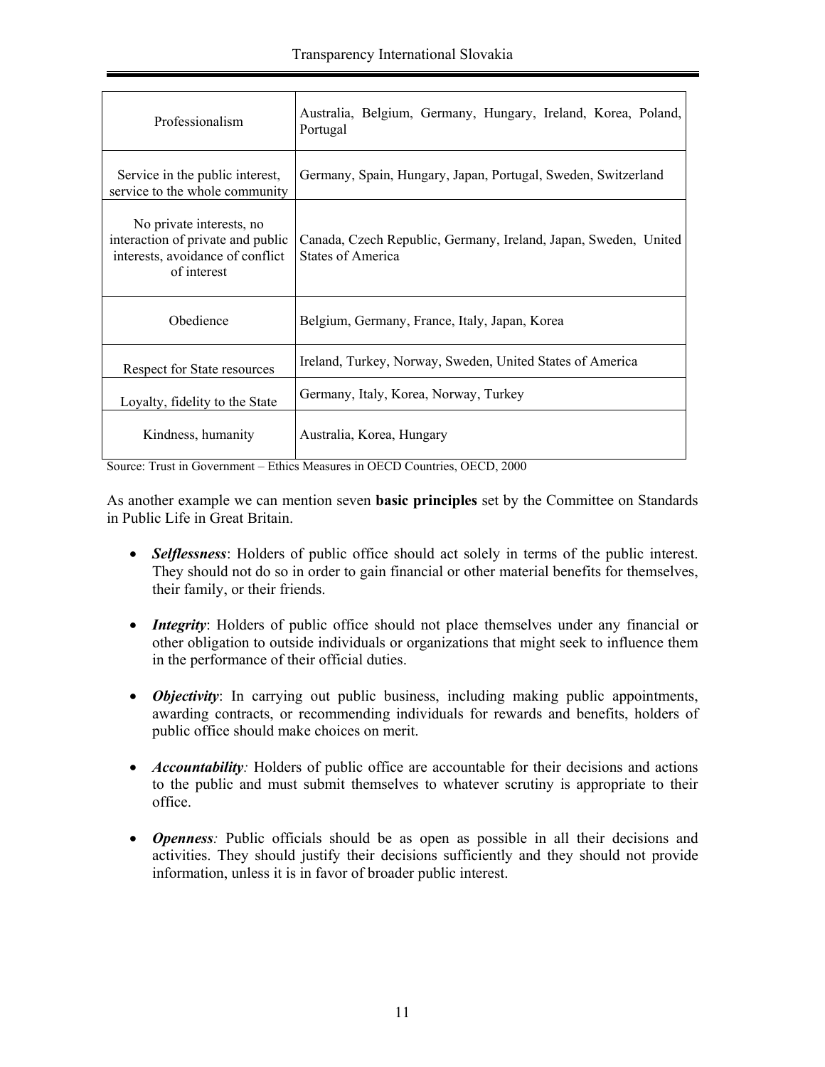| | |
|---|---|
| Professionalism | Australia, Belgium, Germany, Hungary, Ireland, Korea, Poland, Portugal |
| Service in the public interest, service to the whole community | Germany, Spain, Hungary, Japan, Portugal, Sweden, Switzerland |
| No private interests, no interaction of private and public interests, avoidance of conflict of interest | Canada, Czech Republic, Germany, Ireland, Japan, Sweden, United States of America |
| Obedience | Belgium, Germany, France, Italy, Japan, Korea |
| Respect for State resources | Ireland, Turkey, Norway, Sweden, United States of America |
| Loyalty, fidelity to the State | Germany, Italy, Korea, Norway, Turkey |
| Kindness, humanity | Australia, Korea, Hungary |

Source: Trust in Government – Ethics Measures in OECD Countries, OECD, 2000

As another example we can mention seven **basic principles** set by the Committee on Standards in Public Life in Great Britain.

- ***Selflessness***: Holders of public office should act solely in terms of the public interest. They should not do so in order to gain financial or other material benefits for themselves, their family, or their friends.

- ***Integrity***: Holders of public office should not place themselves under any financial or other obligation to outside individuals or organizations that might seek to influence them in the performance of their official duties.

- ***Objectivity***: In carrying out public business, including making public appointments, awarding contracts, or recommending individuals for rewards and benefits, holders of public office should make choices on merit.

- ***Accountability**:* Holders of public office are accountable for their decisions and actions to the public and must submit themselves to whatever scrutiny is appropriate to their office.

- ***Openness**:* Public officials should be as open as possible in all their decisions and activities. They should justify their decisions sufficiently and they should not provide information, unless it is in favor of broader public interest.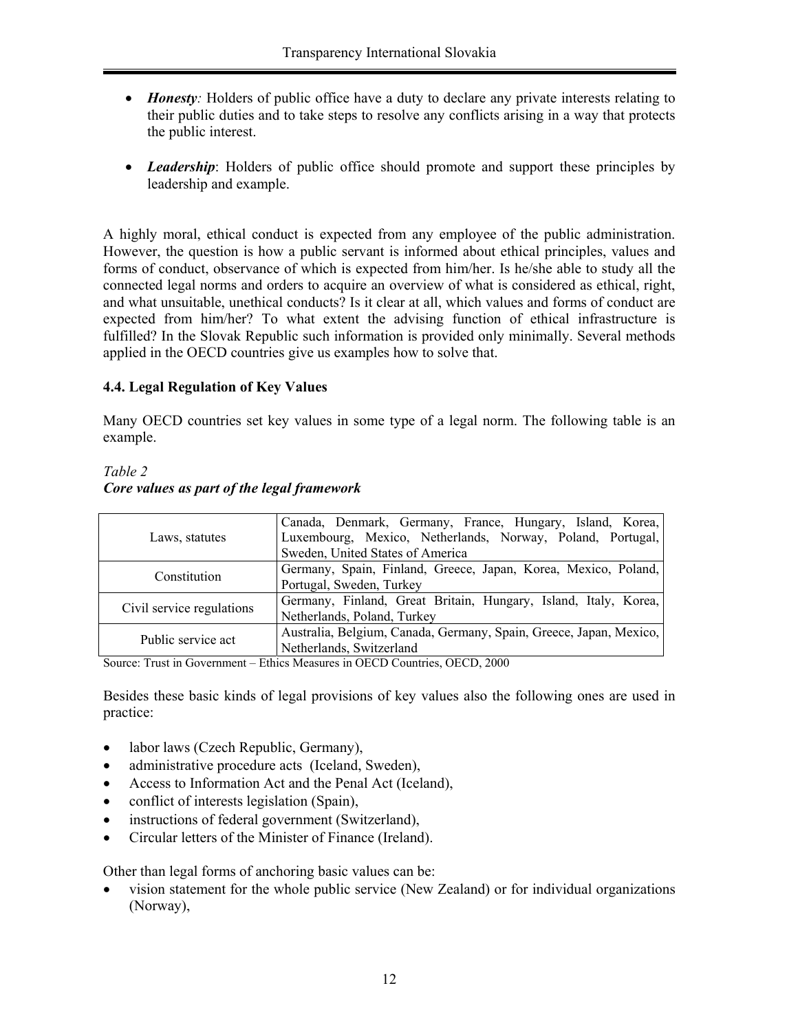- ***Honesty**:* Holders of public office have a duty to declare any private interests relating to their public duties and to take steps to resolve any conflicts arising in a way that protects the public interest.

- ***Leadership***: Holders of public office should promote and support these principles by leadership and example.

A highly moral, ethical conduct is expected from any employee of the public administration. However, the question is how a public servant is informed about ethical principles, values and forms of conduct, observance of which is expected from him/her. Is he/she able to study all the connected legal norms and orders to acquire an overview of what is considered as ethical, right, and what unsuitable, unethical conducts? Is it clear at all, which values and forms of conduct are expected from him/her? To what extent the advising function of ethical infrastructure is fulfilled? In the Slovak Republic such information is provided only minimally. Several methods applied in the OECD countries give us examples how to solve that.

### 4.4. Legal Regulation of Key Values

Many OECD countries set key values in some type of a legal norm. The following table is an example.

*Table 2*
***Core values as part of the legal framework***

| | |
|---|---|
| Laws, statutes | Canada, Denmark, Germany, France, Hungary, Island, Korea, Luxembourg, Mexico, Netherlands, Norway, Poland, Portugal, Sweden, United States of America |
| Constitution | Germany, Spain, Finland, Greece, Japan, Korea, Mexico, Poland, Portugal, Sweden, Turkey |
| Civil service regulations | Germany, Finland, Great Britain, Hungary, Island, Italy, Korea, Netherlands, Poland, Turkey |
| Public service act | Australia, Belgium, Canada, Germany, Spain, Greece, Japan, Mexico, Netherlands, Switzerland |

Source: Trust in Government – Ethics Measures in OECD Countries, OECD, 2000

Besides these basic kinds of legal provisions of key values also the following ones are used in practice:

- labor laws (Czech Republic, Germany),
- administrative procedure acts (Iceland, Sweden),
- Access to Information Act and the Penal Act (Iceland),
- conflict of interests legislation (Spain),
- instructions of federal government (Switzerland),
- Circular letters of the Minister of Finance (Ireland).

Other than legal forms of anchoring basic values can be:

- vision statement for the whole public service (New Zealand) or for individual organizations (Norway),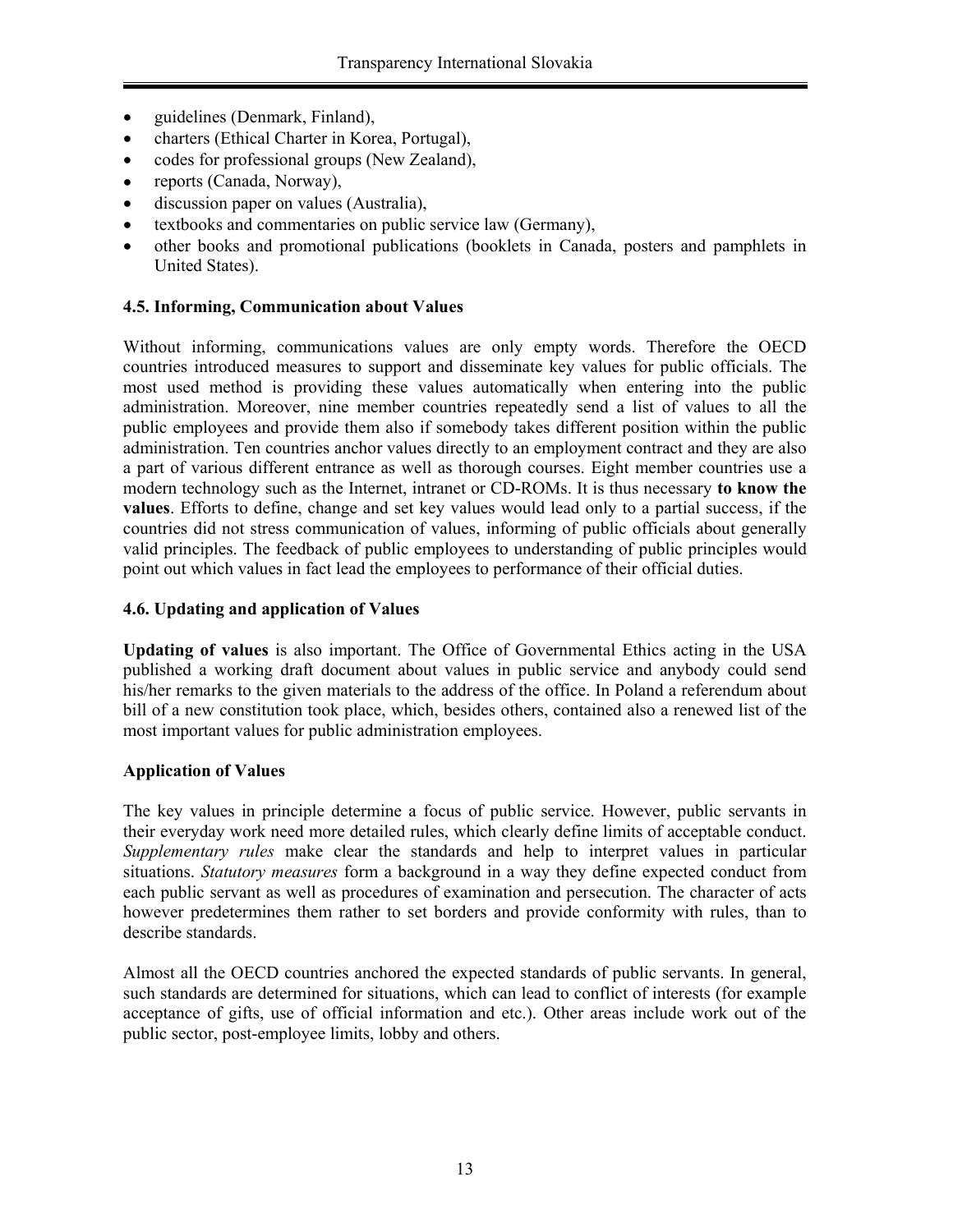- guidelines (Denmark, Finland),
- charters (Ethical Charter in Korea, Portugal),
- codes for professional groups (New Zealand),
- reports (Canada, Norway),
- discussion paper on values (Australia),
- textbooks and commentaries on public service law (Germany),
- other books and promotional publications (booklets in Canada, posters and pamphlets in United States).

### 4.5. Informing, Communication about Values

Without informing, communications values are only empty words. Therefore the OECD countries introduced measures to support and disseminate key values for public officials. The most used method is providing these values automatically when entering into the public administration. Moreover, nine member countries repeatedly send a list of values to all the public employees and provide them also if somebody takes different position within the public administration. Ten countries anchor values directly to an employment contract and they are also a part of various different entrance as well as thorough courses. Eight member countries use a modern technology such as the Internet, intranet or CD-ROMs. It is thus necessary **to know the values**. Efforts to define, change and set key values would lead only to a partial success, if the countries did not stress communication of values, informing of public officials about generally valid principles. The feedback of public employees to understanding of public principles would point out which values in fact lead the employees to performance of their official duties.

### 4.6. Updating and application of Values

**Updating of values** is also important. The Office of Governmental Ethics acting in the USA published a working draft document about values in public service and anybody could send his/her remarks to the given materials to the address of the office. In Poland a referendum about bill of a new constitution took place, which, besides others, contained also a renewed list of the most important values for public administration employees.

**Application of Values**

The key values in principle determine a focus of public service. However, public servants in their everyday work need more detailed rules, which clearly define limits of acceptable conduct. *Supplementary rules* make clear the standards and help to interpret values in particular situations. *Statutory measures* form a background in a way they define expected conduct from each public servant as well as procedures of examination and persecution. The character of acts however predetermines them rather to set borders and provide conformity with rules, than to describe standards.

Almost all the OECD countries anchored the expected standards of public servants. In general, such standards are determined for situations, which can lead to conflict of interests (for example acceptance of gifts, use of official information and etc.). Other areas include work out of the public sector, post-employee limits, lobby and others.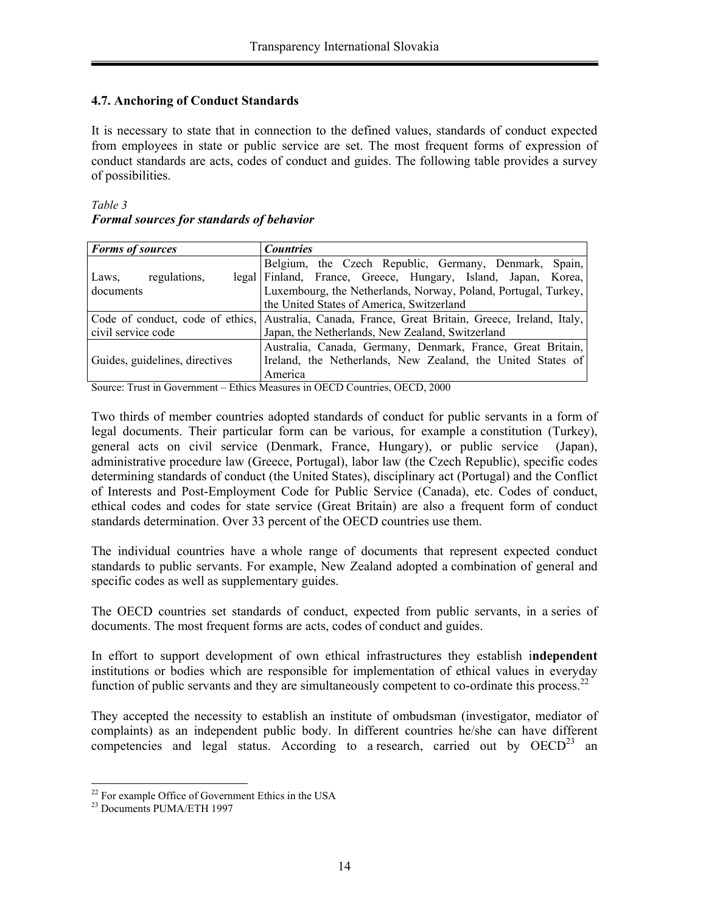### 4.7. Anchoring of Conduct Standards

It is necessary to state that in connection to the defined values, standards of conduct expected from employees in state or public service are set. The most frequent forms of expression of conduct standards are acts, codes of conduct and guides. The following table provides a survey of possibilities.

*Table 3*
***Formal sources for standards of behavior***

| ***Forms of sources*** | ***Countries*** |
|---|---|
| Laws, regulations, legal documents | Belgium, the Czech Republic, Germany, Denmark, Spain, Finland, France, Greece, Hungary, Island, Japan, Korea, Luxembourg, the Netherlands, Norway, Poland, Portugal, Turkey, the United States of America, Switzerland |
| Code of conduct, code of ethics, civil service code | Australia, Canada, France, Great Britain, Greece, Ireland, Italy, Japan, the Netherlands, New Zealand, Switzerland |
| Guides, guidelines, directives | Australia, Canada, Germany, Denmark, France, Great Britain, Ireland, the Netherlands, New Zealand, the United States of America |

Source: Trust in Government – Ethics Measures in OECD Countries, OECD, 2000

Two thirds of member countries adopted standards of conduct for public servants in a form of legal documents. Their particular form can be various, for example a constitution (Turkey), general acts on civil service (Denmark, France, Hungary), or public service (Japan), administrative procedure law (Greece, Portugal), labor law (the Czech Republic), specific codes determining standards of conduct (the United States), disciplinary act (Portugal) and the Conflict of Interests and Post-Employment Code for Public Service (Canada), etc. Codes of conduct, ethical codes and codes for state service (Great Britain) are also a frequent form of conduct standards determination. Over 33 percent of the OECD countries use them.

The individual countries have a whole range of documents that represent expected conduct standards to public servants. For example, New Zealand adopted a combination of general and specific codes as well as supplementary guides.

The OECD countries set standards of conduct, expected from public servants, in a series of documents. The most frequent forms are acts, codes of conduct and guides.

In effort to support development of own ethical infrastructures they establish i**ndependent** institutions or bodies which are responsible for implementation of ethical values in everyday function of public servants and they are simultaneously competent to co-ordinate this process.[22]

They accepted the necessity to establish an institute of ombudsman (investigator, mediator of complaints) as an independent public body. In different countries he/she can have different competencies and legal status. According to a research, carried out by OECD[23] an

[22] For example Office of Government Ethics in the USA
[23] Documents PUMA/ETH 1997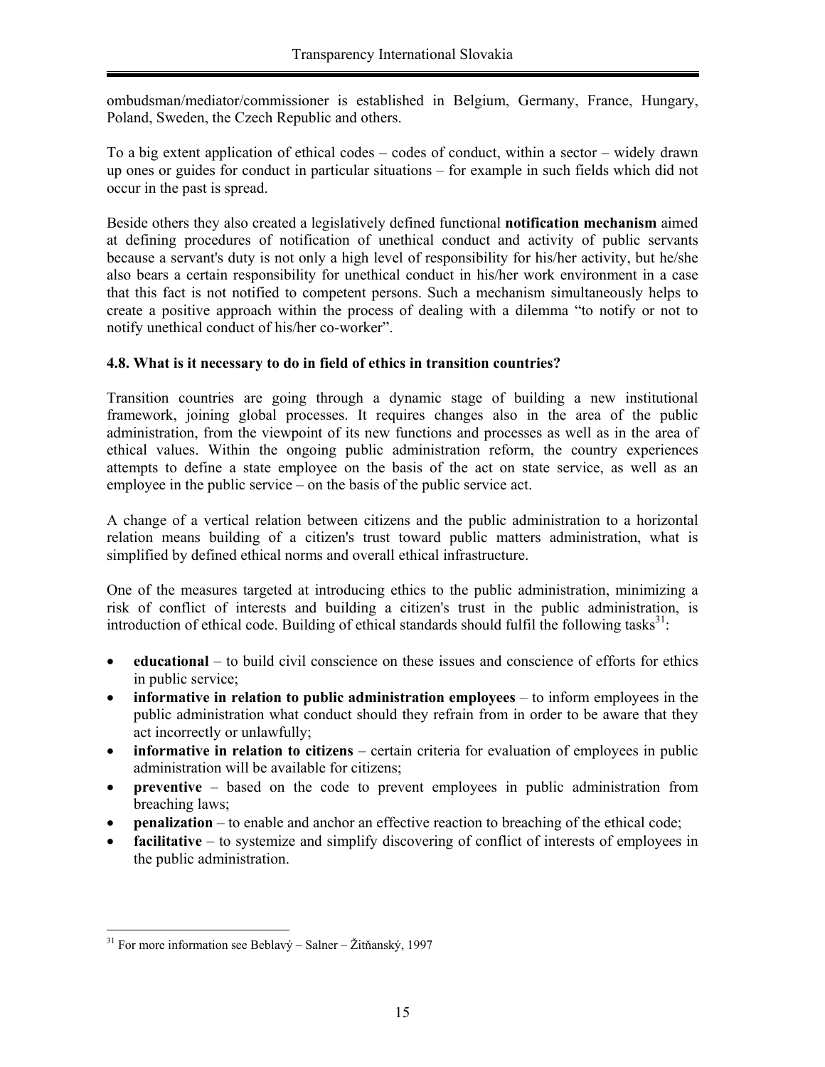ombudsman/mediator/commissioner is established in Belgium, Germany, France, Hungary, Poland, Sweden, the Czech Republic and others.

To a big extent application of ethical codes – codes of conduct, within a sector – widely drawn up ones or guides for conduct in particular situations – for example in such fields which did not occur in the past is spread.

Beside others they also created a legislatively defined functional **notification mechanism** aimed at defining procedures of notification of unethical conduct and activity of public servants because a servant's duty is not only a high level of responsibility for his/her activity, but he/she also bears a certain responsibility for unethical conduct in his/her work environment in a case that this fact is not notified to competent persons. Such a mechanism simultaneously helps to create a positive approach within the process of dealing with a dilemma "to notify or not to notify unethical conduct of his/her co-worker".

### 4.8. What is it necessary to do in field of ethics in transition countries?

Transition countries are going through a dynamic stage of building a new institutional framework, joining global processes. It requires changes also in the area of the public administration, from the viewpoint of its new functions and processes as well as in the area of ethical values. Within the ongoing public administration reform, the country experiences attempts to define a state employee on the basis of the act on state service, as well as an employee in the public service – on the basis of the public service act.

A change of a vertical relation between citizens and the public administration to a horizontal relation means building of a citizen's trust toward public matters administration, what is simplified by defined ethical norms and overall ethical infrastructure.

One of the measures targeted at introducing ethics to the public administration, minimizing a risk of conflict of interests and building a citizen's trust in the public administration, is introduction of ethical code. Building of ethical standards should fulfil the following tasks[31]:

- **educational** – to build civil conscience on these issues and conscience of efforts for ethics in public service;
- **informative in relation to public administration employees** – to inform employees in the public administration what conduct should they refrain from in order to be aware that they act incorrectly or unlawfully;
- **informative in relation to citizens** – certain criteria for evaluation of employees in public administration will be available for citizens;
- **preventive** – based on the code to prevent employees in public administration from breaching laws;
- **penalization** – to enable and anchor an effective reaction to breaching of the ethical code;
- **facilitative** – to systemize and simplify discovering of conflict of interests of employees in the public administration.

---

[31] For more information see Beblavý – Salner – Žitňanský, 1997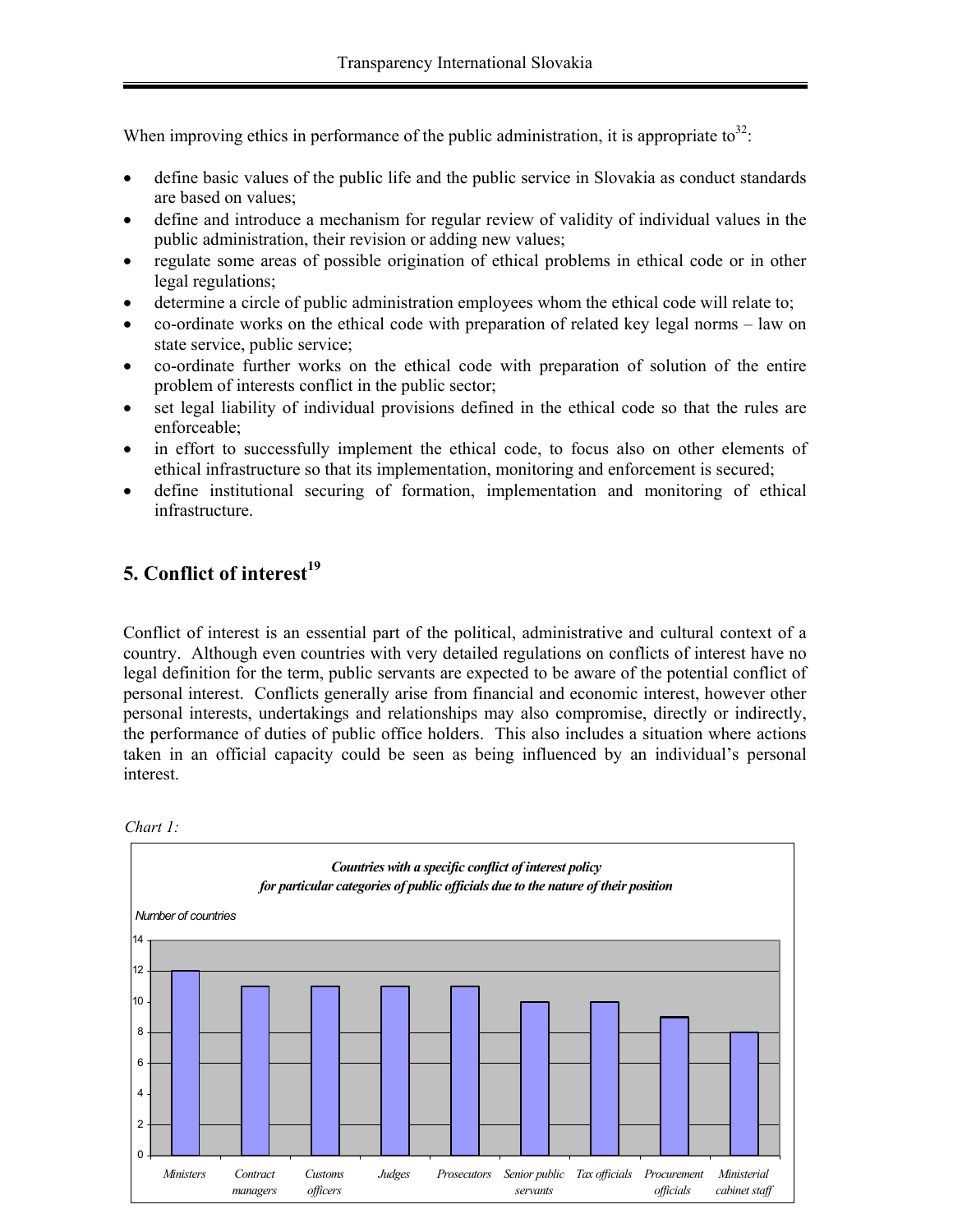When improving ethics in performance of the public administration, it is appropriate to[32]:

- define basic values of the public life and the public service in Slovakia as conduct standards are based on values;
- define and introduce a mechanism for regular review of validity of individual values in the public administration, their revision or adding new values;
- regulate some areas of possible origination of ethical problems in ethical code or in other legal regulations;
- determine a circle of public administration employees whom the ethical code will relate to;
- co-ordinate works on the ethical code with preparation of related key legal norms – law on state service, public service;
- co-ordinate further works on the ethical code with preparation of solution of the entire problem of interests conflict in the public sector;
- set legal liability of individual provisions defined in the ethical code so that the rules are enforceable;
- in effort to successfully implement the ethical code, to focus also on other elements of ethical infrastructure so that its implementation, monitoring and enforcement is secured;
- define institutional securing of formation, implementation and monitoring of ethical infrastructure.

## 5. Conflict of interest[19]

Conflict of interest is an essential part of the political, administrative and cultural context of a country. Although even countries with very detailed regulations on conflicts of interest have no legal definition for the term, public servants are expected to be aware of the potential conflict of personal interest. Conflicts generally arise from financial and economic interest, however other personal interests, undertakings and relationships may also compromise, directly or indirectly, the performance of duties of public office holders. This also includes a situation where actions taken in an official capacity could be seen as being influenced by an individual's personal interest.

*Chart 1:*

***Countries with a specific conflict of interest policy for particular categories of public officials due to the nature of their position***

| Category | Number of countries |
| --- | --- |
| *Ministers* | 12 |
| *Contract managers* | 11 |
| *Customs officers* | 11 |
| *Judges* | 11 |
| *Prosecutors* | 11 |
| *Senior public servants* | 10 |
| *Tax officials* | 10 |
| *Procurement officials* | 9 |
| *Ministerial cabinet staff* | 8 |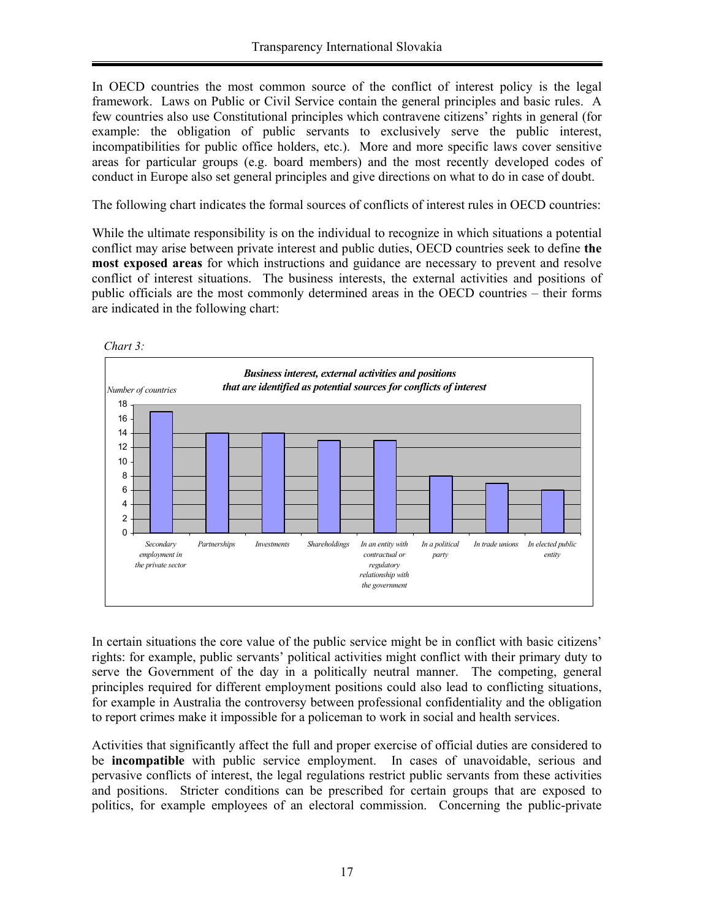In OECD countries the most common source of the conflict of interest policy is the legal framework. Laws on Public or Civil Service contain the general principles and basic rules. A few countries also use Constitutional principles which contravene citizens' rights in general (for example: the obligation of public servants to exclusively serve the public interest, incompatibilities for public office holders, etc.). More and more specific laws cover sensitive areas for particular groups (e.g. board members) and the most recently developed codes of conduct in Europe also set general principles and give directions on what to do in case of doubt.

The following chart indicates the formal sources of conflicts of interest rules in OECD countries:

While the ultimate responsibility is on the individual to recognize in which situations a potential conflict may arise between private interest and public duties, OECD countries seek to define **the most exposed areas** for which instructions and guidance are necessary to prevent and resolve conflict of interest situations. The business interests, the external activities and positions of public officials are the most commonly determined areas in the OECD countries – their forms are indicated in the following chart:

*Chart 3:*

***Business interest, external activities and positions that are identified as potential sources for conflicts of interest***

| Area | Number of countries |
|---|---|
| Secondary employment in the private sector | 17 |
| Partnerships | 14 |
| Investments | 14 |
| Shareholdings | 13 |
| In an entity with contractual or regulatory relationship with the government | 13 |
| In a political party | 8 |
| In trade unions | 7 |
| In elected public entity | 6 |

In certain situations the core value of the public service might be in conflict with basic citizens' rights: for example, public servants' political activities might conflict with their primary duty to serve the Government of the day in a politically neutral manner. The competing, general principles required for different employment positions could also lead to conflicting situations, for example in Australia the controversy between professional confidentiality and the obligation to report crimes make it impossible for a policeman to work in social and health services.

Activities that significantly affect the full and proper exercise of official duties are considered to be **incompatible** with public service employment. In cases of unavoidable, serious and pervasive conflicts of interest, the legal regulations restrict public servants from these activities and positions. Stricter conditions can be prescribed for certain groups that are exposed to politics, for example employees of an electoral commission. Concerning the public-private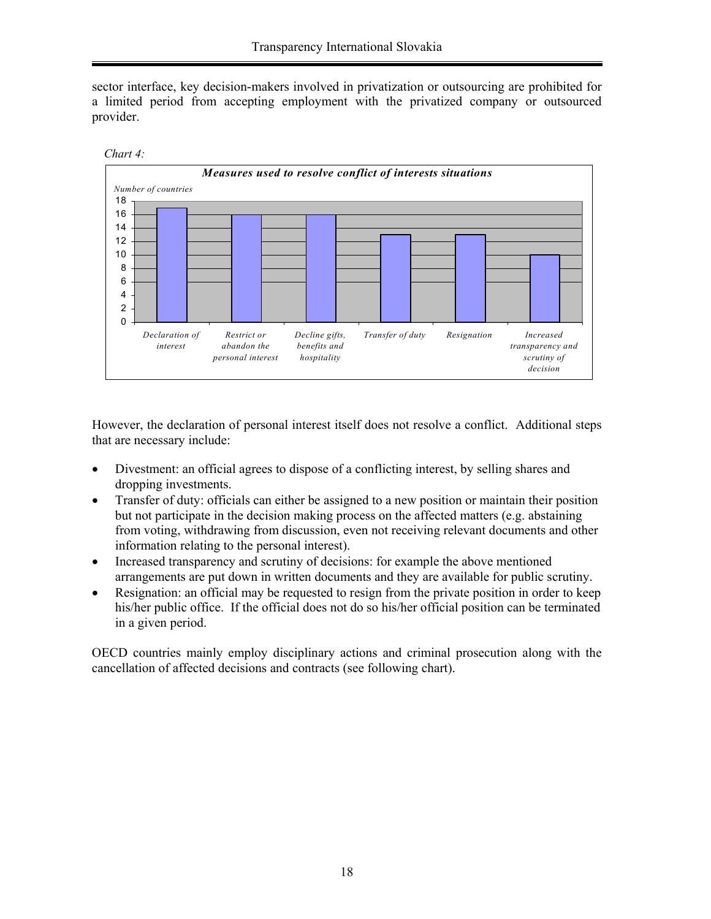sector interface, key decision-makers involved in privatization or outsourcing are prohibited for a limited period from accepting employment with the privatized company or outsourced provider.

*Chart 4:*

***Measures used to resolve conflict of interests situations***

| Measure | Number of countries |
| --- | --- |
| Declaration of interest | 17 |
| Restrict or abandon the personal interest | 16 |
| Decline gifts, benefits and hospitality | 16 |
| Transfer of duty | 13 |
| Resignation | 13 |
| Increased transparency and scrutiny of decision | 10 |

However, the declaration of personal interest itself does not resolve a conflict. Additional steps that are necessary include:

- Divestment: an official agrees to dispose of a conflicting interest, by selling shares and dropping investments.
- Transfer of duty: officials can either be assigned to a new position or maintain their position but not participate in the decision making process on the affected matters (e.g. abstaining from voting, withdrawing from discussion, even not receiving relevant documents and other information relating to the personal interest).
- Increased transparency and scrutiny of decisions: for example the above mentioned arrangements are put down in written documents and they are available for public scrutiny.
- Resignation: an official may be requested to resign from the private position in order to keep his/her public office. If the official does not do so his/her official position can be terminated in a given period.

OECD countries mainly employ disciplinary actions and criminal prosecution along with the cancellation of affected decisions and contracts (see following chart).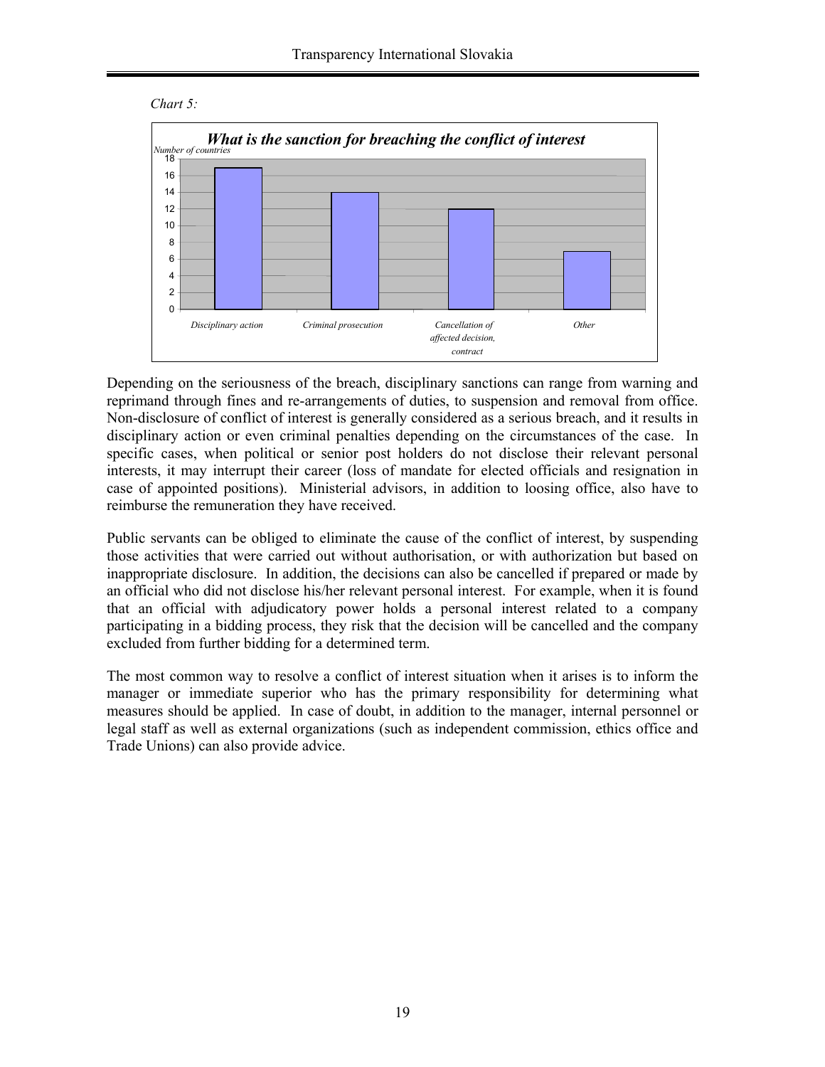*Chart 5:*

***What is the sanction for breaching the conflict of interest***

| Sanction | Number of countries |
|---|---|
| Disciplinary action | 17 |
| Criminal prosecution | 14 |
| Cancellation of affected decision, contract | 12 |
| Other | 7 |

Depending on the seriousness of the breach, disciplinary sanctions can range from warning and reprimand through fines and re-arrangements of duties, to suspension and removal from office. Non-disclosure of conflict of interest is generally considered as a serious breach, and it results in disciplinary action or even criminal penalties depending on the circumstances of the case. In specific cases, when political or senior post holders do not disclose their relevant personal interests, it may interrupt their career (loss of mandate for elected officials and resignation in case of appointed positions). Ministerial advisors, in addition to loosing office, also have to reimburse the remuneration they have received.

Public servants can be obliged to eliminate the cause of the conflict of interest, by suspending those activities that were carried out without authorisation, or with authorization but based on inappropriate disclosure. In addition, the decisions can also be cancelled if prepared or made by an official who did not disclose his/her relevant personal interest. For example, when it is found that an official with adjudicatory power holds a personal interest related to a company participating in a bidding process, they risk that the decision will be cancelled and the company excluded from further bidding for a determined term.

The most common way to resolve a conflict of interest situation when it arises is to inform the manager or immediate superior who has the primary responsibility for determining what measures should be applied. In case of doubt, in addition to the manager, internal personnel or legal staff as well as external organizations (such as independent commission, ethics office and Trade Unions) can also provide advice.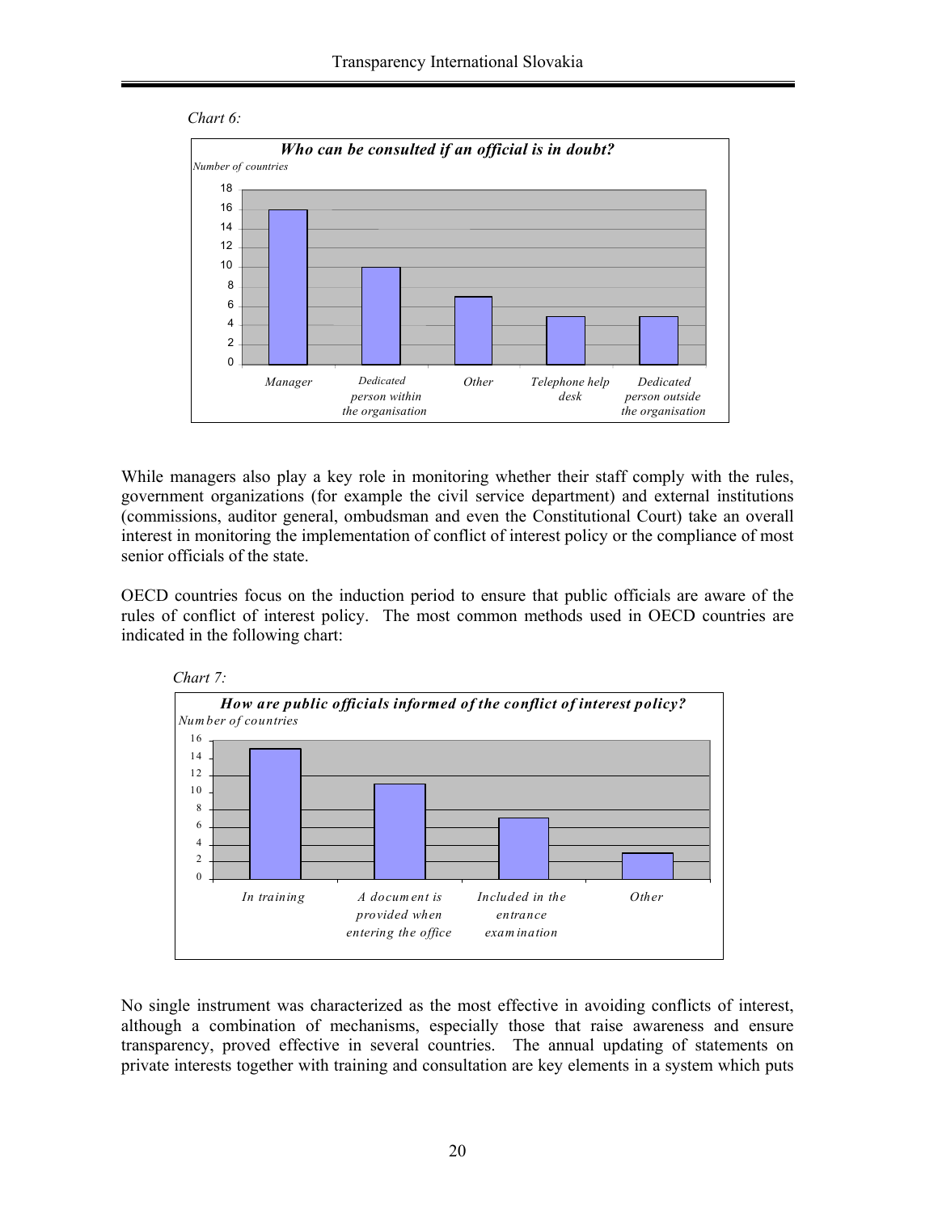*Chart 6:*

**Who can be consulted if an official is in doubt?**

*Number of countries*

| Manager | Dedicated person within the organisation | Other | Telephone help desk | Dedicated person outside the organisation |
|---|---|---|---|---|
| 16 | 10 | 7 | 5 | 5 |

While managers also play a key role in monitoring whether their staff comply with the rules, government organizations (for example the civil service department) and external institutions (commissions, auditor general, ombudsman and even the Constitutional Court) take an overall interest in monitoring the implementation of conflict of interest policy or the compliance of most senior officials of the state.

OECD countries focus on the induction period to ensure that public officials are aware of the rules of conflict of interest policy. The most common methods used in OECD countries are indicated in the following chart:

*Chart 7:*

**How are public officials informed of the conflict of interest policy?**

*Number of countries*

| In training | A document is provided when entering the office | Included in the entrance examination | Other |
|---|---|---|---|
| 15 | 11 | 7 | 3 |

No single instrument was characterized as the most effective in avoiding conflicts of interest, although a combination of mechanisms, especially those that raise awareness and ensure transparency, proved effective in several countries. The annual updating of statements on private interests together with training and consultation are key elements in a system which puts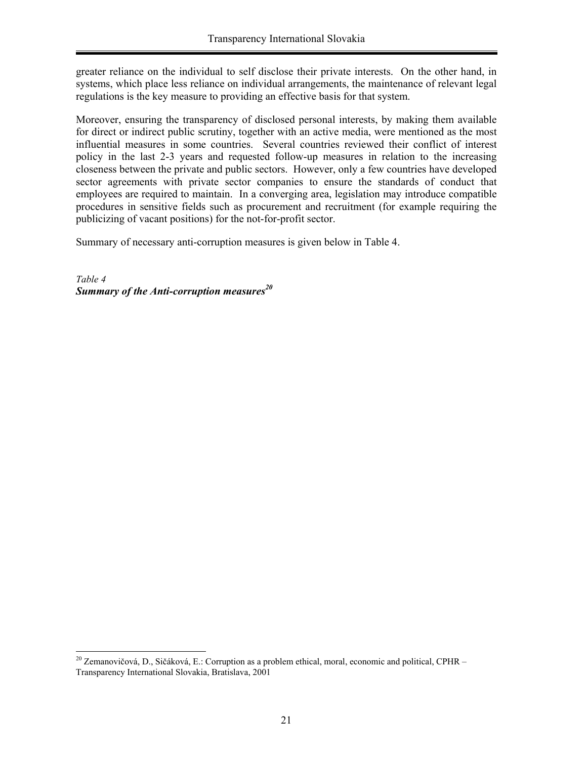greater reliance on the individual to self disclose their private interests. On the other hand, in systems, which place less reliance on individual arrangements, the maintenance of relevant legal regulations is the key measure to providing an effective basis for that system.

Moreover, ensuring the transparency of disclosed personal interests, by making them available for direct or indirect public scrutiny, together with an active media, were mentioned as the most influential measures in some countries. Several countries reviewed their conflict of interest policy in the last 2-3 years and requested follow-up measures in relation to the increasing closeness between the private and public sectors. However, only a few countries have developed sector agreements with private sector companies to ensure the standards of conduct that employees are required to maintain. In a converging area, legislation may introduce compatible procedures in sensitive fields such as procurement and recruitment (for example requiring the publicizing of vacant positions) for the not-for-profit sector.

Summary of necessary anti-corruption measures is given below in Table 4.

*Table 4*
***Summary of the Anti-corruption measures*[20]**

[20] Zemanovičová, D., Sičáková, E.: Corruption as a problem ethical, moral, economic and political, CPHR – Transparency International Slovakia, Bratislava, 2001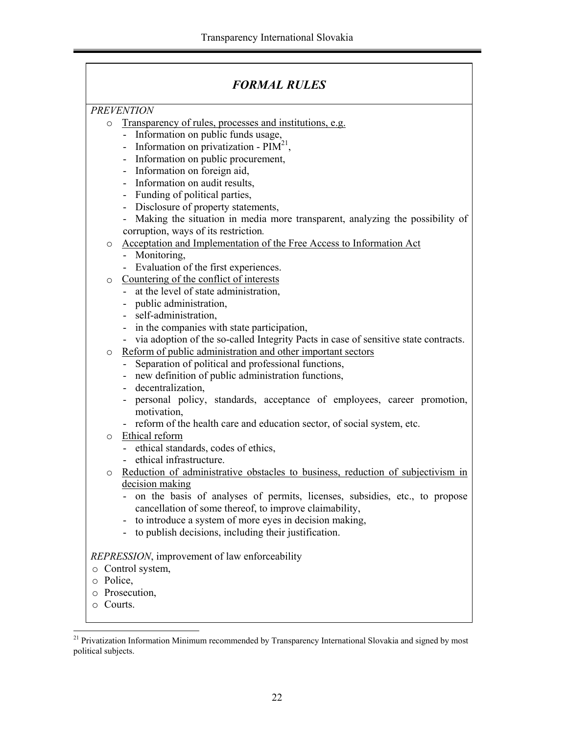## *FORMAL RULES*

*PREVENTION*

- Transparency of rules, processes and institutions, e.g.
  - Information on public funds usage,
  - Information on privatization - PIM[21],
  - Information on public procurement,
  - Information on foreign aid,
  - Information on audit results,
  - Funding of political parties,
  - Disclosure of property statements,
  - Making the situation in media more transparent, analyzing the possibility of corruption, ways of its restriction.
- Acceptation and Implementation of the Free Access to Information Act
  - Monitoring,
  - Evaluation of the first experiences.
- Countering of the conflict of interests
  - at the level of state administration,
  - public administration,
  - self-administration,
  - in the companies with state participation,
  - via adoption of the so-called Integrity Pacts in case of sensitive state contracts.
- Reform of public administration and other important sectors
  - Separation of political and professional functions,
  - new definition of public administration functions,
  - decentralization,
  - personal policy, standards, acceptance of employees, career promotion, motivation,
  - reform of the health care and education sector, of social system, etc.
- Ethical reform
  - ethical standards, codes of ethics,
  - ethical infrastructure.
- Reduction of administrative obstacles to business, reduction of subjectivism in decision making
  - on the basis of analyses of permits, licenses, subsidies, etc., to propose cancellation of some thereof, to improve claimability,
  - to introduce a system of more eyes in decision making,
  - to publish decisions, including their justification.

*REPRESSION*, improvement of law enforceability

- Control system,
- Police,
- Prosecution,
- Courts.

[21] Privatization Information Minimum recommended by Transparency International Slovakia and signed by most political subjects.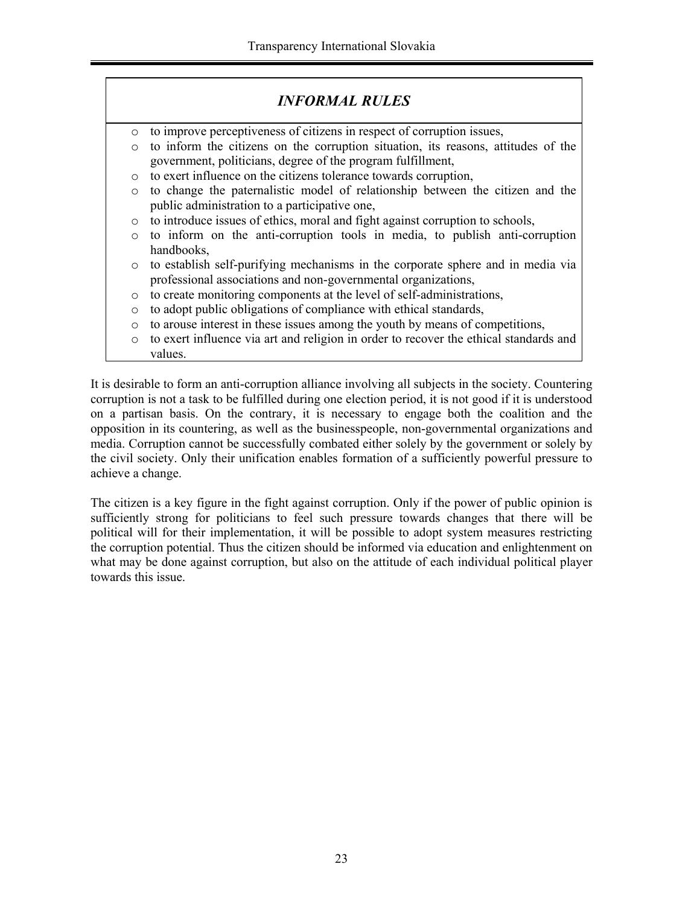### *INFORMAL RULES*

- to improve perceptiveness of citizens in respect of corruption issues,
- to inform the citizens on the corruption situation, its reasons, attitudes of the government, politicians, degree of the program fulfillment,
- to exert influence on the citizens tolerance towards corruption,
- to change the paternalistic model of relationship between the citizen and the public administration to a participative one,
- to introduce issues of ethics, moral and fight against corruption to schools,
- to inform on the anti-corruption tools in media, to publish anti-corruption handbooks,
- to establish self-purifying mechanisms in the corporate sphere and in media via professional associations and non-governmental organizations,
- to create monitoring components at the level of self-administrations,
- to adopt public obligations of compliance with ethical standards,
- to arouse interest in these issues among the youth by means of competitions,
- to exert influence via art and religion in order to recover the ethical standards and values.

It is desirable to form an anti-corruption alliance involving all subjects in the society. Countering corruption is not a task to be fulfilled during one election period, it is not good if it is understood on a partisan basis. On the contrary, it is necessary to engage both the coalition and the opposition in its countering, as well as the businesspeople, non-governmental organizations and media. Corruption cannot be successfully combated either solely by the government or solely by the civil society. Only their unification enables formation of a sufficiently powerful pressure to achieve a change.

The citizen is a key figure in the fight against corruption. Only if the power of public opinion is sufficiently strong for politicians to feel such pressure towards changes that there will be political will for their implementation, it will be possible to adopt system measures restricting the corruption potential. Thus the citizen should be informed via education and enlightenment on what may be done against corruption, but also on the attitude of each individual political player towards this issue.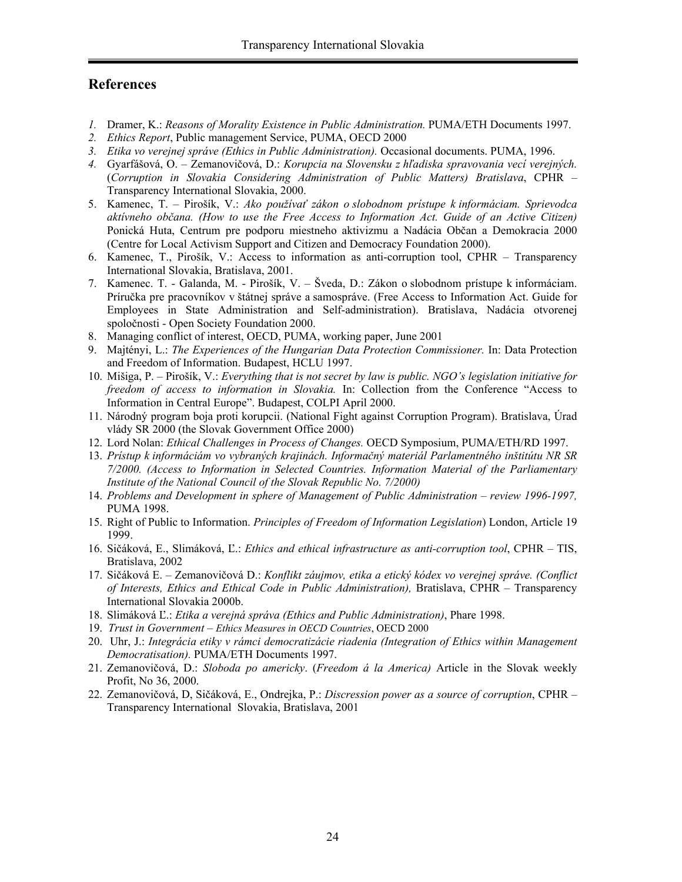## References

1. Dramer, K.: *Reasons of Morality Existence in Public Administration.* PUMA/ETH Documents 1997.
2. *Ethics Report*, Public management Service, PUMA, OECD 2000
3. *Etika vo verejnej správe (Ethics in Public Administration).* Occasional documents. PUMA, 1996.
4. Gyarfášová, O. – Zemanovičová, D.: *Korupcia na Slovensku z hľadiska spravovania vecí verejných.* (*Corruption in Slovakia Considering Administration of Public Matters) Bratislava*, CPHR – Transparency International Slovakia, 2000.
5. Kamenec, T. – Pirošík, V.: *Ako používať zákon o slobodnom prístupe k informáciam. Sprievodca aktívneho občana. (How to use the Free Access to Information Act. Guide of an Active Citizen)* Ponická Huta, Centrum pre podporu miestneho aktivizmu a Nadácia Občan a Demokracia 2000 (Centre for Local Activism Support and Citizen and Democracy Foundation 2000).
6. Kamenec, T., Pirošík, V.: Access to information as anti-corruption tool, CPHR – Transparency International Slovakia, Bratislava, 2001.
7. Kamenec. T. - Galanda, M. - Pirošík, V. – Šveda, D.: Zákon o slobodnom prístupe k informáciam. Príručka pre pracovníkov v štátnej správe a samospráve. (Free Access to Information Act. Guide for Employees in State Administration and Self-administration). Bratislava, Nadácia otvorenej spoločnosti - Open Society Foundation 2000.
8. Managing conflict of interest, OECD, PUMA, working paper, June 2001
9. Majtényi, L.: *The Experiences of the Hungarian Data Protection Commissioner.* In: Data Protection and Freedom of Information. Budapest, HCLU 1997.
10. Mišiga, P. – Pirošík, V.: *Everything that is not secret by law is public. NGO's legislation initiative for freedom of access to information in Slovakia.* In: Collection from the Conference "Access to Information in Central Europe". Budapest, COLPI April 2000.
11. Národný program boja proti korupcii. (National Fight against Corruption Program). Bratislava, Úrad vlády SR 2000 (the Slovak Government Office 2000)
12. Lord Nolan: *Ethical Challenges in Process of Changes.* OECD Symposium, PUMA/ETH/RD 1997.
13. *Prístup k informáciám vo vybraných krajinách. Informačný materiál Parlamentného inštitútu NR SR 7/2000. (Access to Information in Selected Countries. Information Material of the Parliamentary Institute of the National Council of the Slovak Republic No. 7/2000)*
14. *Problems and Development in sphere of Management of Public Administration – review 1996-1997,* PUMA 1998.
15. Right of Public to Information. *Principles of Freedom of Information Legislation*) London, Article 19 1999.
16. Sičáková, E., Slimáková, Ľ.: *Ethics and ethical infrastructure as anti-corruption tool*, CPHR – TIS, Bratislava, 2002
17. Sičáková E. – Zemanovičová D.: *Konflikt záujmov, etika a etický kódex vo verejnej správe. (Conflict of Interests, Ethics and Ethical Code in Public Administration),* Bratislava, CPHR – Transparency International Slovakia 2000b.
18. Slimáková Ľ.: *Etika a verejná správa (Ethics and Public Administration)*, Phare 1998.
19. *Trust in Government – Ethics Measures in OECD Countries*, OECD 2000
20. Uhr, J.: *Integrácia etiky v rámci democratizácie riadenia (Integration of Ethics within Management Democratisation).* PUMA/ETH Documents 1997.
21. Zemanovičová, D.: *Sloboda po americky*. (*Freedom á la America)* Article in the Slovak weekly Profit, No 36, 2000.
22. Zemanovičová, D, Sičáková, E., Ondrejka, P.: *Discression power as a source of corruption*, CPHR – Transparency International Slovakia, Bratislava, 2001